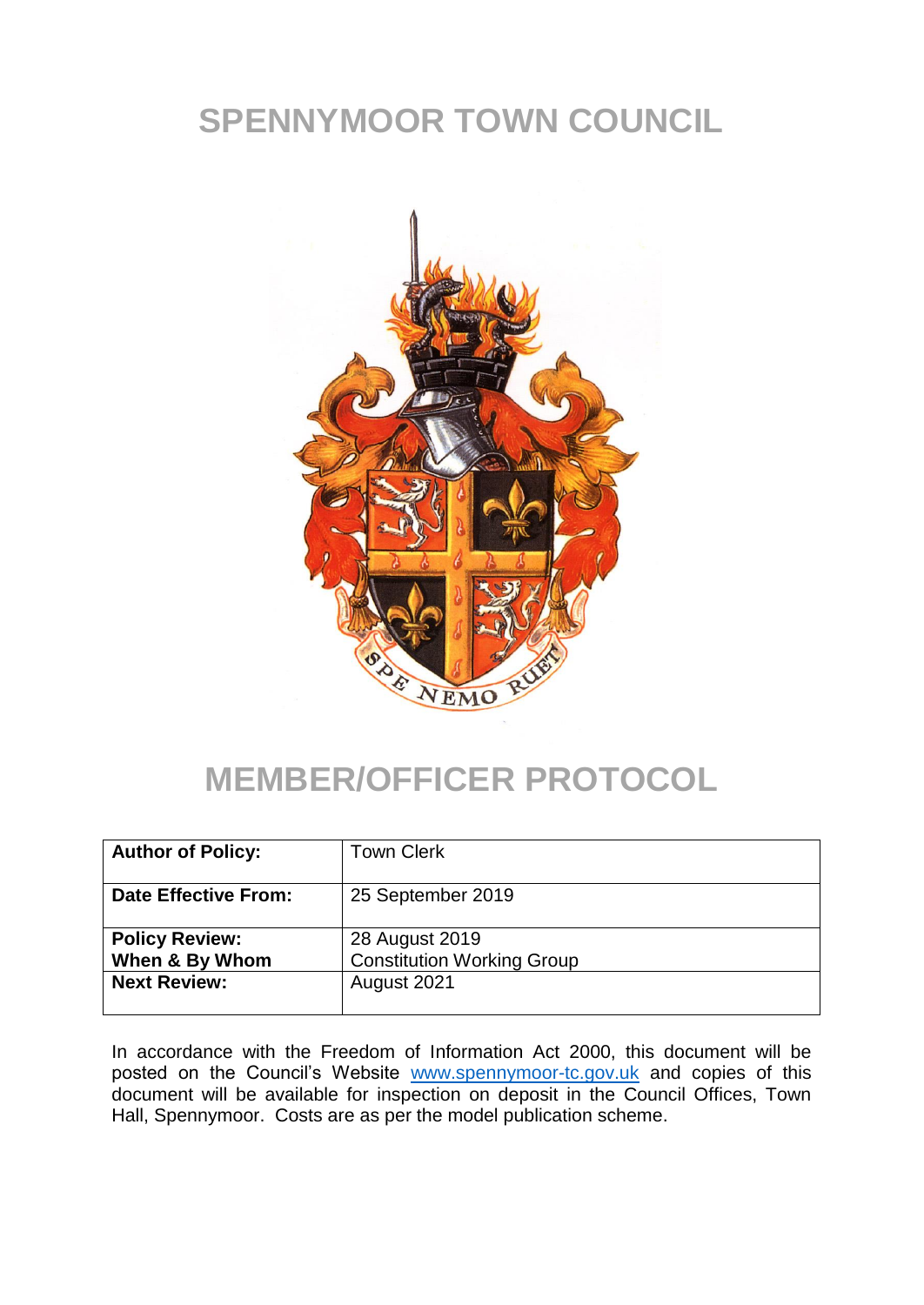# SPENNYMOOR TOWN COUNCIL

# MEMBER/OFFICER PROTOCOL

| **Author of Policy:** | Town Clerk |
|---|---|
| **Date Effective From:** | 25 September 2019 |
| **Policy Review: When & By Whom** | 28 August 2019 Constitution Working Group |
| **Next Review:** | August 2021 |

In accordance with the Freedom of Information Act 2000, this document will be posted on the Council's Website www.spennymoor-tc.gov.uk and copies of this document will be available for inspection on deposit in the Council Offices, Town Hall, Spennymoor. Costs are as per the model publication scheme.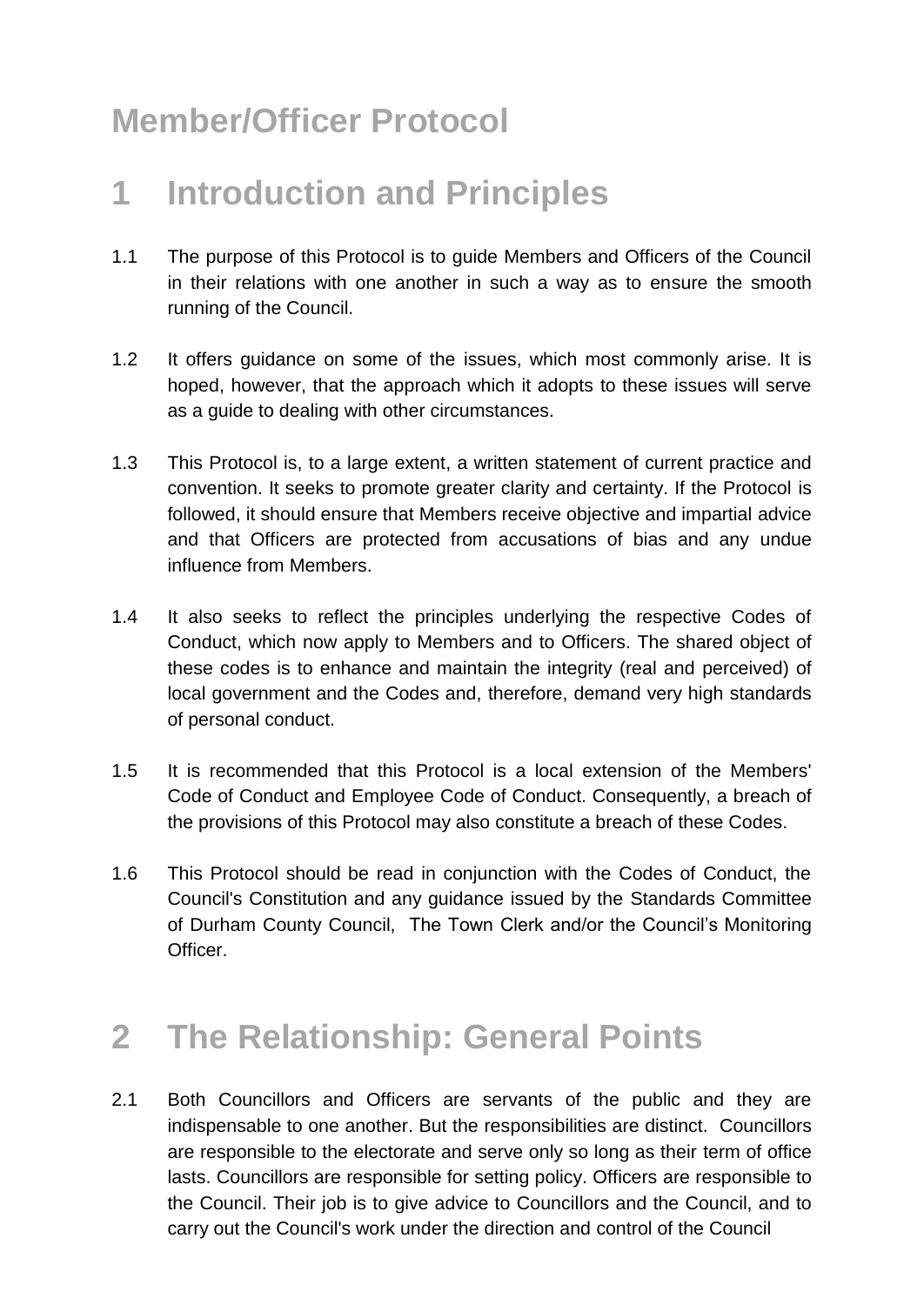# Member/Officer Protocol

## 1 Introduction and Principles

1.1 The purpose of this Protocol is to guide Members and Officers of the Council in their relations with one another in such a way as to ensure the smooth running of the Council.

1.2 It offers guidance on some of the issues, which most commonly arise. It is hoped, however, that the approach which it adopts to these issues will serve as a guide to dealing with other circumstances.

1.3 This Protocol is, to a large extent, a written statement of current practice and convention. It seeks to promote greater clarity and certainty. If the Protocol is followed, it should ensure that Members receive objective and impartial advice and that Officers are protected from accusations of bias and any undue influence from Members.

1.4 It also seeks to reflect the principles underlying the respective Codes of Conduct, which now apply to Members and to Officers. The shared object of these codes is to enhance and maintain the integrity (real and perceived) of local government and the Codes and, therefore, demand very high standards of personal conduct.

1.5 It is recommended that this Protocol is a local extension of the Members' Code of Conduct and Employee Code of Conduct. Consequently, a breach of the provisions of this Protocol may also constitute a breach of these Codes.

1.6 This Protocol should be read in conjunction with the Codes of Conduct, the Council's Constitution and any guidance issued by the Standards Committee of Durham County Council, The Town Clerk and/or the Council's Monitoring Officer.

## 2 The Relationship: General Points

2.1 Both Councillors and Officers are servants of the public and they are indispensable to one another. But the responsibilities are distinct. Councillors are responsible to the electorate and serve only so long as their term of office lasts. Councillors are responsible for setting policy. Officers are responsible to the Council. Their job is to give advice to Councillors and the Council, and to carry out the Council's work under the direction and control of the Council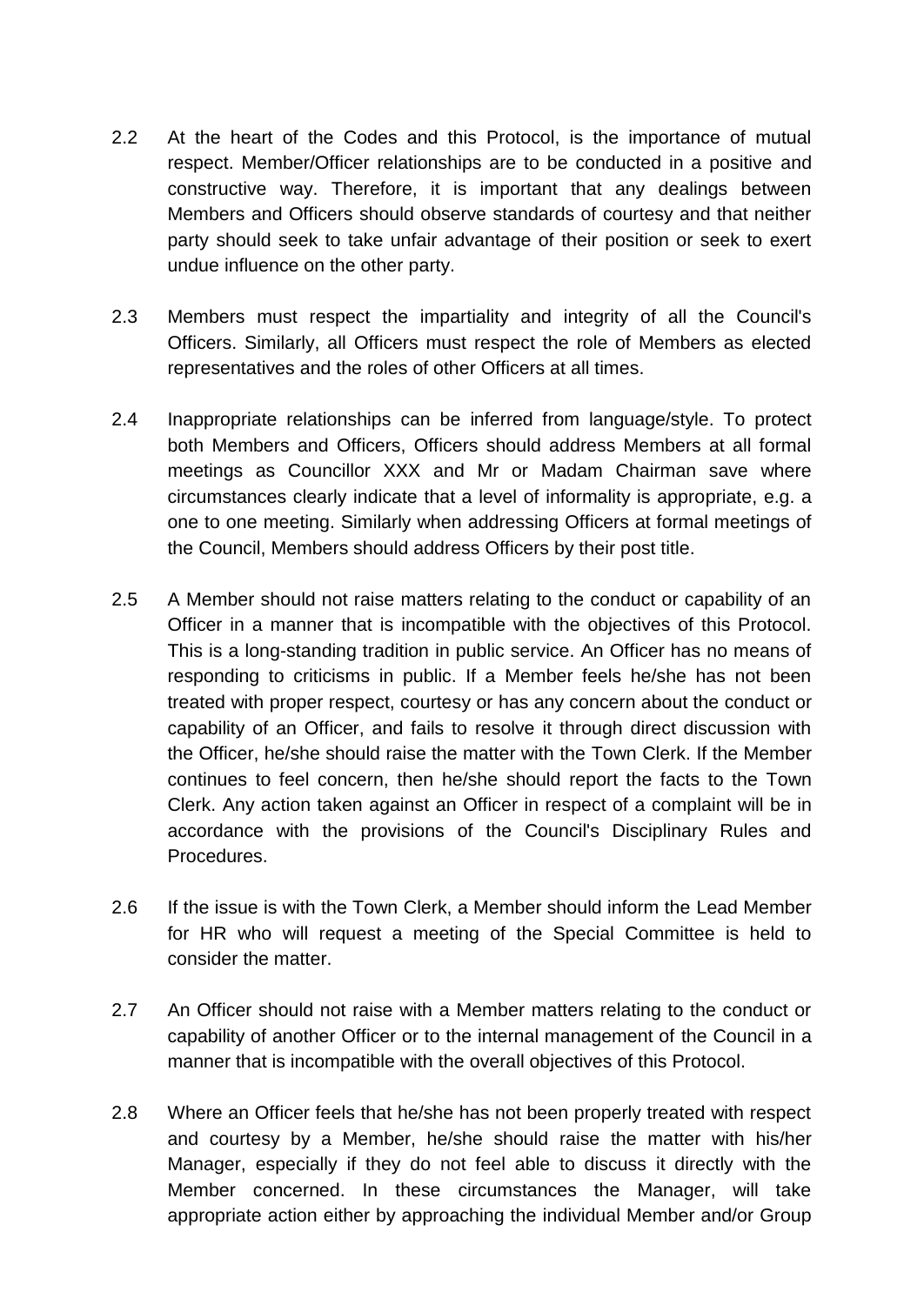2.2 At the heart of the Codes and this Protocol, is the importance of mutual respect. Member/Officer relationships are to be conducted in a positive and constructive way. Therefore, it is important that any dealings between Members and Officers should observe standards of courtesy and that neither party should seek to take unfair advantage of their position or seek to exert undue influence on the other party.

2.3 Members must respect the impartiality and integrity of all the Council's Officers. Similarly, all Officers must respect the role of Members as elected representatives and the roles of other Officers at all times.

2.4 Inappropriate relationships can be inferred from language/style. To protect both Members and Officers, Officers should address Members at all formal meetings as Councillor XXX and Mr or Madam Chairman save where circumstances clearly indicate that a level of informality is appropriate, e.g. a one to one meeting. Similarly when addressing Officers at formal meetings of the Council, Members should address Officers by their post title.

2.5 A Member should not raise matters relating to the conduct or capability of an Officer in a manner that is incompatible with the objectives of this Protocol. This is a long-standing tradition in public service. An Officer has no means of responding to criticisms in public. If a Member feels he/she has not been treated with proper respect, courtesy or has any concern about the conduct or capability of an Officer, and fails to resolve it through direct discussion with the Officer, he/she should raise the matter with the Town Clerk. If the Member continues to feel concern, then he/she should report the facts to the Town Clerk. Any action taken against an Officer in respect of a complaint will be in accordance with the provisions of the Council's Disciplinary Rules and Procedures.

2.6 If the issue is with the Town Clerk, a Member should inform the Lead Member for HR who will request a meeting of the Special Committee is held to consider the matter.

2.7 An Officer should not raise with a Member matters relating to the conduct or capability of another Officer or to the internal management of the Council in a manner that is incompatible with the overall objectives of this Protocol.

2.8 Where an Officer feels that he/she has not been properly treated with respect and courtesy by a Member, he/she should raise the matter with his/her Manager, especially if they do not feel able to discuss it directly with the Member concerned. In these circumstances the Manager, will take appropriate action either by approaching the individual Member and/or Group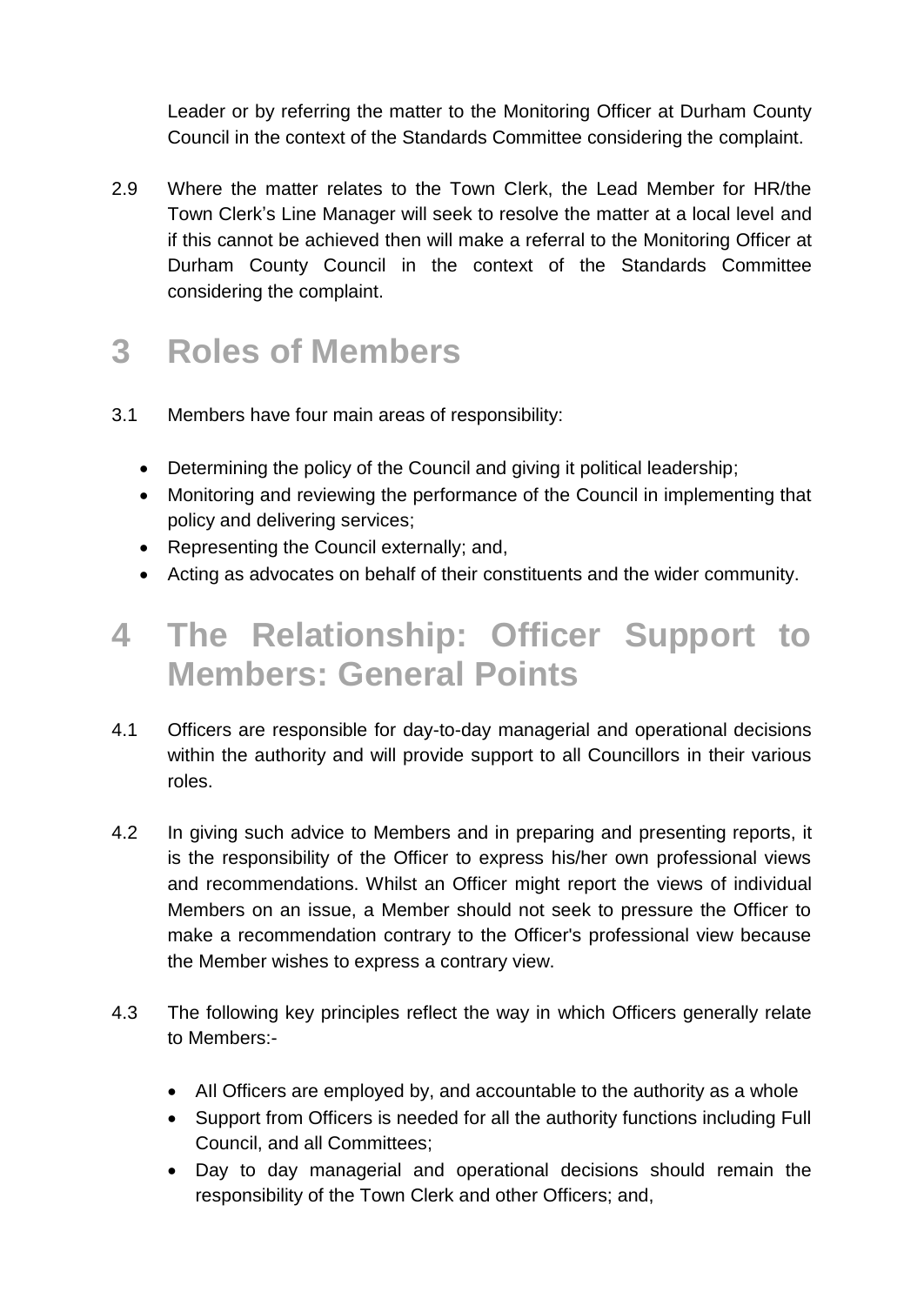Leader or by referring the matter to the Monitoring Officer at Durham County Council in the context of the Standards Committee considering the complaint.

2.9 Where the matter relates to the Town Clerk, the Lead Member for HR/the Town Clerk's Line Manager will seek to resolve the matter at a local level and if this cannot be achieved then will make a referral to the Monitoring Officer at Durham County Council in the context of the Standards Committee considering the complaint.

# 3 Roles of Members

3.1 Members have four main areas of responsibility:

- Determining the policy of the Council and giving it political leadership;
- Monitoring and reviewing the performance of the Council in implementing that policy and delivering services;
- Representing the Council externally; and,
- Acting as advocates on behalf of their constituents and the wider community.

# 4 The Relationship: Officer Support to Members: General Points

4.1 Officers are responsible for day-to-day managerial and operational decisions within the authority and will provide support to all Councillors in their various roles.

4.2 In giving such advice to Members and in preparing and presenting reports, it is the responsibility of the Officer to express his/her own professional views and recommendations. Whilst an Officer might report the views of individual Members on an issue, a Member should not seek to pressure the Officer to make a recommendation contrary to the Officer's professional view because the Member wishes to express a contrary view.

4.3 The following key principles reflect the way in which Officers generally relate to Members:-

- All Officers are employed by, and accountable to the authority as a whole
- Support from Officers is needed for all the authority functions including Full Council, and all Committees;
- Day to day managerial and operational decisions should remain the responsibility of the Town Clerk and other Officers; and,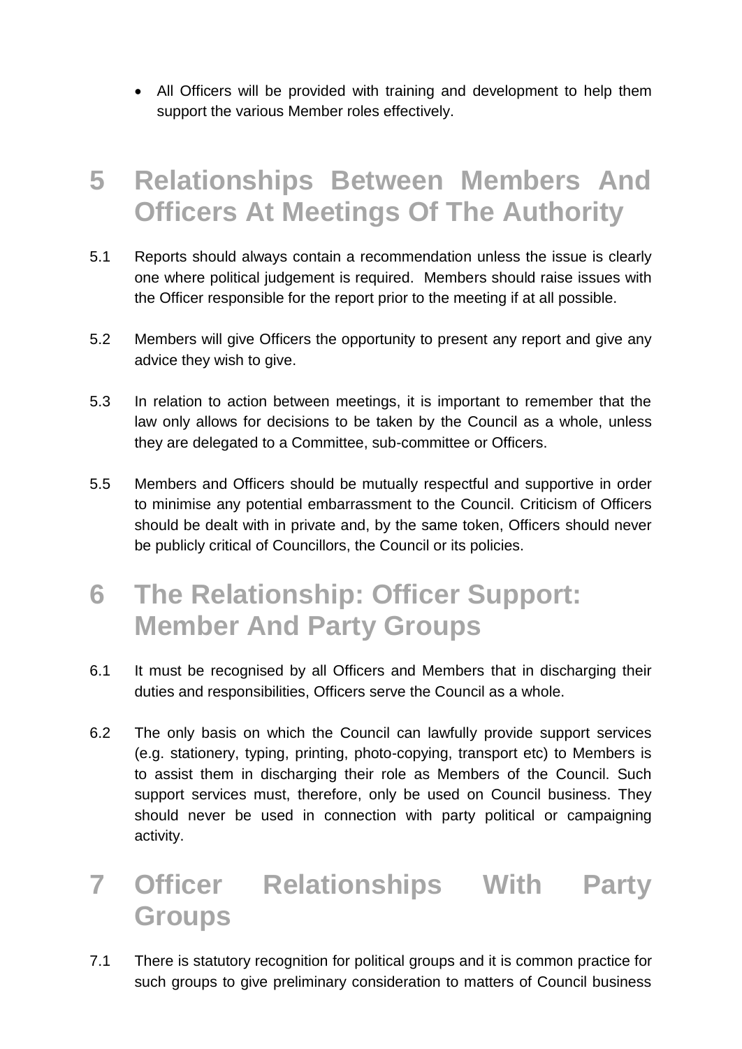- All Officers will be provided with training and development to help them support the various Member roles effectively.

# 5 Relationships Between Members And Officers At Meetings Of The Authority

5.1 Reports should always contain a recommendation unless the issue is clearly one where political judgement is required. Members should raise issues with the Officer responsible for the report prior to the meeting if at all possible.

5.2 Members will give Officers the opportunity to present any report and give any advice they wish to give.

5.3 In relation to action between meetings, it is important to remember that the law only allows for decisions to be taken by the Council as a whole, unless they are delegated to a Committee, sub-committee or Officers.

5.5 Members and Officers should be mutually respectful and supportive in order to minimise any potential embarrassment to the Council. Criticism of Officers should be dealt with in private and, by the same token, Officers should never be publicly critical of Councillors, the Council or its policies.

# 6 The Relationship: Officer Support: Member And Party Groups

6.1 It must be recognised by all Officers and Members that in discharging their duties and responsibilities, Officers serve the Council as a whole.

6.2 The only basis on which the Council can lawfully provide support services (e.g. stationery, typing, printing, photo-copying, transport etc) to Members is to assist them in discharging their role as Members of the Council. Such support services must, therefore, only be used on Council business. They should never be used in connection with party political or campaigning activity.

# 7 Officer Relationships With Party Groups

7.1 There is statutory recognition for political groups and it is common practice for such groups to give preliminary consideration to matters of Council business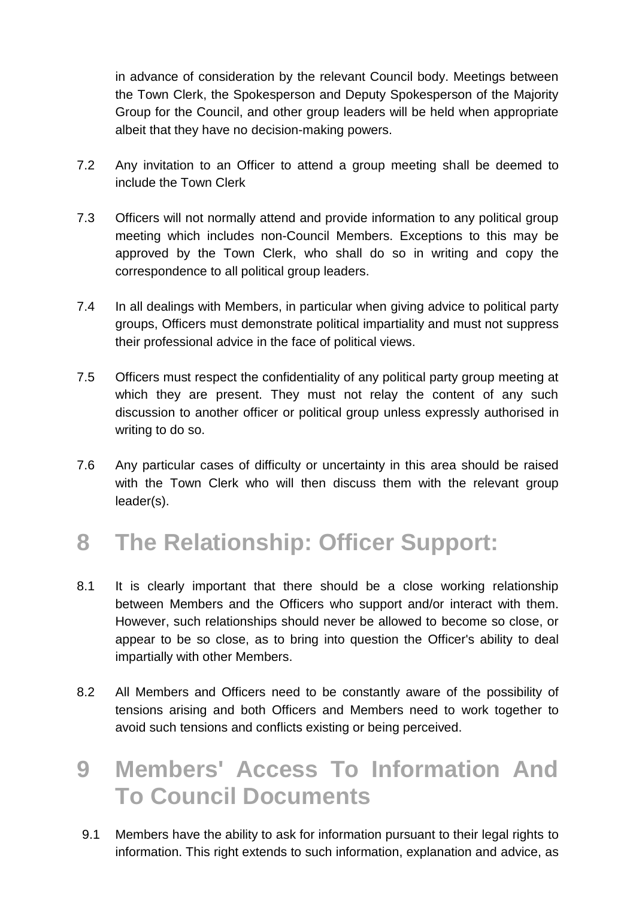in advance of consideration by the relevant Council body. Meetings between the Town Clerk, the Spokesperson and Deputy Spokesperson of the Majority Group for the Council, and other group leaders will be held when appropriate albeit that they have no decision-making powers.

7.2 Any invitation to an Officer to attend a group meeting shall be deemed to include the Town Clerk

7.3 Officers will not normally attend and provide information to any political group meeting which includes non-Council Members. Exceptions to this may be approved by the Town Clerk, who shall do so in writing and copy the correspondence to all political group leaders.

7.4 In all dealings with Members, in particular when giving advice to political party groups, Officers must demonstrate political impartiality and must not suppress their professional advice in the face of political views.

7.5 Officers must respect the confidentiality of any political party group meeting at which they are present. They must not relay the content of any such discussion to another officer or political group unless expressly authorised in writing to do so.

7.6 Any particular cases of difficulty or uncertainty in this area should be raised with the Town Clerk who will then discuss them with the relevant group leader(s).

# 8 The Relationship: Officer Support:

8.1 It is clearly important that there should be a close working relationship between Members and the Officers who support and/or interact with them. However, such relationships should never be allowed to become so close, or appear to be so close, as to bring into question the Officer's ability to deal impartially with other Members.

8.2 All Members and Officers need to be constantly aware of the possibility of tensions arising and both Officers and Members need to work together to avoid such tensions and conflicts existing or being perceived.

# 9 Members' Access To Information And To Council Documents

9.1 Members have the ability to ask for information pursuant to their legal rights to information. This right extends to such information, explanation and advice, as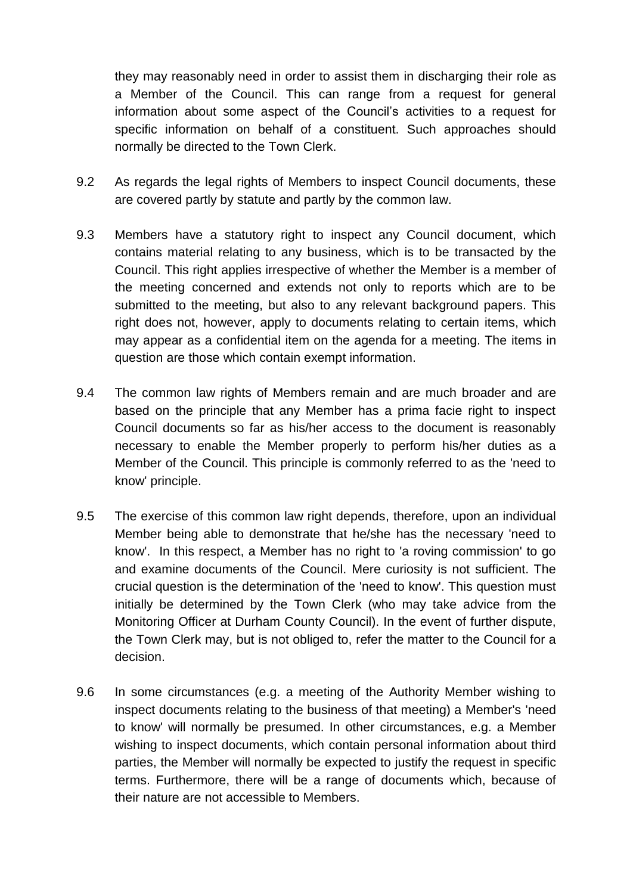they may reasonably need in order to assist them in discharging their role as a Member of the Council. This can range from a request for general information about some aspect of the Council's activities to a request for specific information on behalf of a constituent. Such approaches should normally be directed to the Town Clerk.

9.2 As regards the legal rights of Members to inspect Council documents, these are covered partly by statute and partly by the common law.

9.3 Members have a statutory right to inspect any Council document, which contains material relating to any business, which is to be transacted by the Council. This right applies irrespective of whether the Member is a member of the meeting concerned and extends not only to reports which are to be submitted to the meeting, but also to any relevant background papers. This right does not, however, apply to documents relating to certain items, which may appear as a confidential item on the agenda for a meeting. The items in question are those which contain exempt information.

9.4 The common law rights of Members remain and are much broader and are based on the principle that any Member has a prima facie right to inspect Council documents so far as his/her access to the document is reasonably necessary to enable the Member properly to perform his/her duties as a Member of the Council. This principle is commonly referred to as the 'need to know' principle.

9.5 The exercise of this common law right depends, therefore, upon an individual Member being able to demonstrate that he/she has the necessary 'need to know'. In this respect, a Member has no right to 'a roving commission' to go and examine documents of the Council. Mere curiosity is not sufficient. The crucial question is the determination of the 'need to know'. This question must initially be determined by the Town Clerk (who may take advice from the Monitoring Officer at Durham County Council). In the event of further dispute, the Town Clerk may, but is not obliged to, refer the matter to the Council for a decision.

9.6 In some circumstances (e.g. a meeting of the Authority Member wishing to inspect documents relating to the business of that meeting) a Member's 'need to know' will normally be presumed. In other circumstances, e.g. a Member wishing to inspect documents, which contain personal information about third parties, the Member will normally be expected to justify the request in specific terms. Furthermore, there will be a range of documents which, because of their nature are not accessible to Members.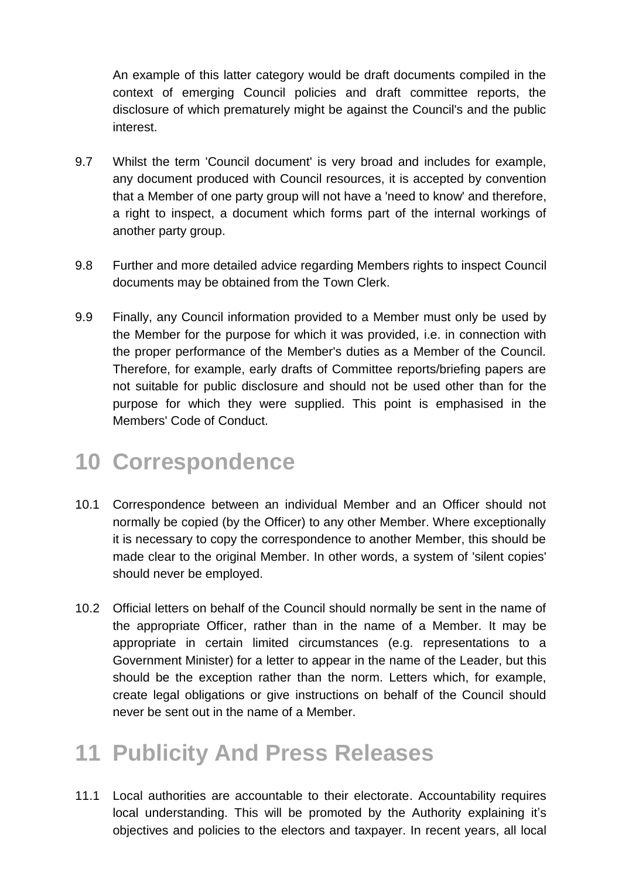An example of this latter category would be draft documents compiled in the context of emerging Council policies and draft committee reports, the disclosure of which prematurely might be against the Council's and the public interest.

9.7 Whilst the term 'Council document' is very broad and includes for example, any document produced with Council resources, it is accepted by convention that a Member of one party group will not have a 'need to know' and therefore, a right to inspect, a document which forms part of the internal workings of another party group.

9.8 Further and more detailed advice regarding Members rights to inspect Council documents may be obtained from the Town Clerk.

9.9 Finally, any Council information provided to a Member must only be used by the Member for the purpose for which it was provided, i.e. in connection with the proper performance of the Member's duties as a Member of the Council. Therefore, for example, early drafts of Committee reports/briefing papers are not suitable for public disclosure and should not be used other than for the purpose for which they were supplied. This point is emphasised in the Members' Code of Conduct.

# 10 Correspondence

10.1 Correspondence between an individual Member and an Officer should not normally be copied (by the Officer) to any other Member. Where exceptionally it is necessary to copy the correspondence to another Member, this should be made clear to the original Member. In other words, a system of 'silent copies' should never be employed.

10.2 Official letters on behalf of the Council should normally be sent in the name of the appropriate Officer, rather than in the name of a Member. It may be appropriate in certain limited circumstances (e.g. representations to a Government Minister) for a letter to appear in the name of the Leader, but this should be the exception rather than the norm. Letters which, for example, create legal obligations or give instructions on behalf of the Council should never be sent out in the name of a Member.

# 11 Publicity And Press Releases

11.1 Local authorities are accountable to their electorate. Accountability requires local understanding. This will be promoted by the Authority explaining it's objectives and policies to the electors and taxpayer. In recent years, all local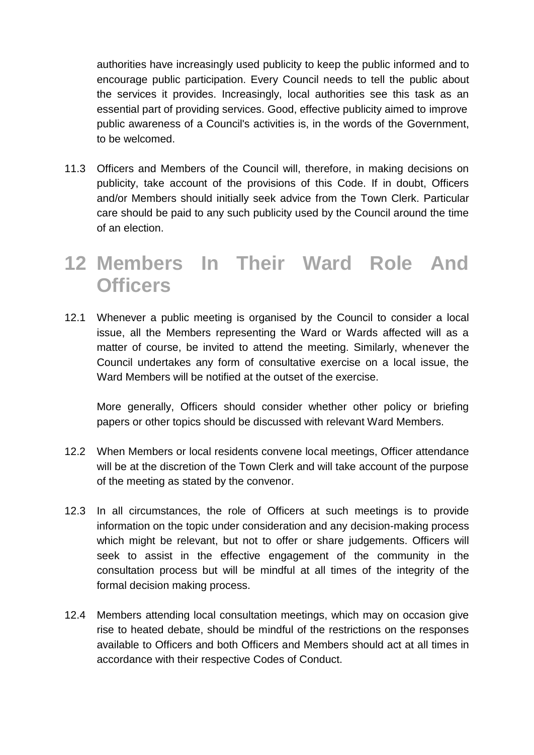authorities have increasingly used publicity to keep the public informed and to encourage public participation. Every Council needs to tell the public about the services it provides. Increasingly, local authorities see this task as an essential part of providing services. Good, effective publicity aimed to improve public awareness of a Council's activities is, in the words of the Government, to be welcomed.

11.3 Officers and Members of the Council will, therefore, in making decisions on publicity, take account of the provisions of this Code. If in doubt, Officers and/or Members should initially seek advice from the Town Clerk. Particular care should be paid to any such publicity used by the Council around the time of an election.

# 12 Members In Their Ward Role And Officers

12.1 Whenever a public meeting is organised by the Council to consider a local issue, all the Members representing the Ward or Wards affected will as a matter of course, be invited to attend the meeting. Similarly, whenever the Council undertakes any form of consultative exercise on a local issue, the Ward Members will be notified at the outset of the exercise.

More generally, Officers should consider whether other policy or briefing papers or other topics should be discussed with relevant Ward Members.

12.2 When Members or local residents convene local meetings, Officer attendance will be at the discretion of the Town Clerk and will take account of the purpose of the meeting as stated by the convenor.

12.3 In all circumstances, the role of Officers at such meetings is to provide information on the topic under consideration and any decision-making process which might be relevant, but not to offer or share judgements. Officers will seek to assist in the effective engagement of the community in the consultation process but will be mindful at all times of the integrity of the formal decision making process.

12.4 Members attending local consultation meetings, which may on occasion give rise to heated debate, should be mindful of the restrictions on the responses available to Officers and both Officers and Members should act at all times in accordance with their respective Codes of Conduct.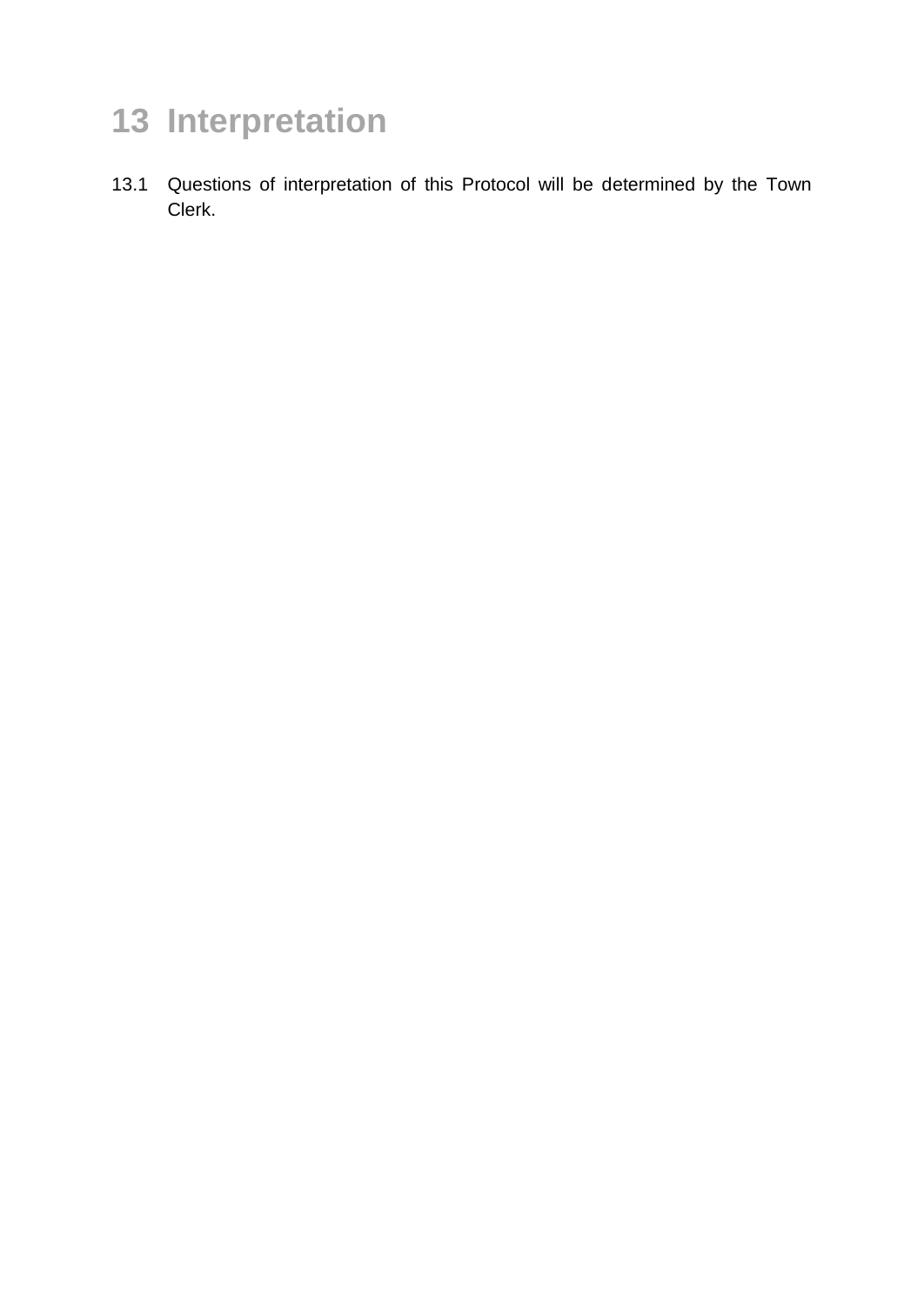# 13 Interpretation

13.1 Questions of interpretation of this Protocol will be determined by the Town Clerk.